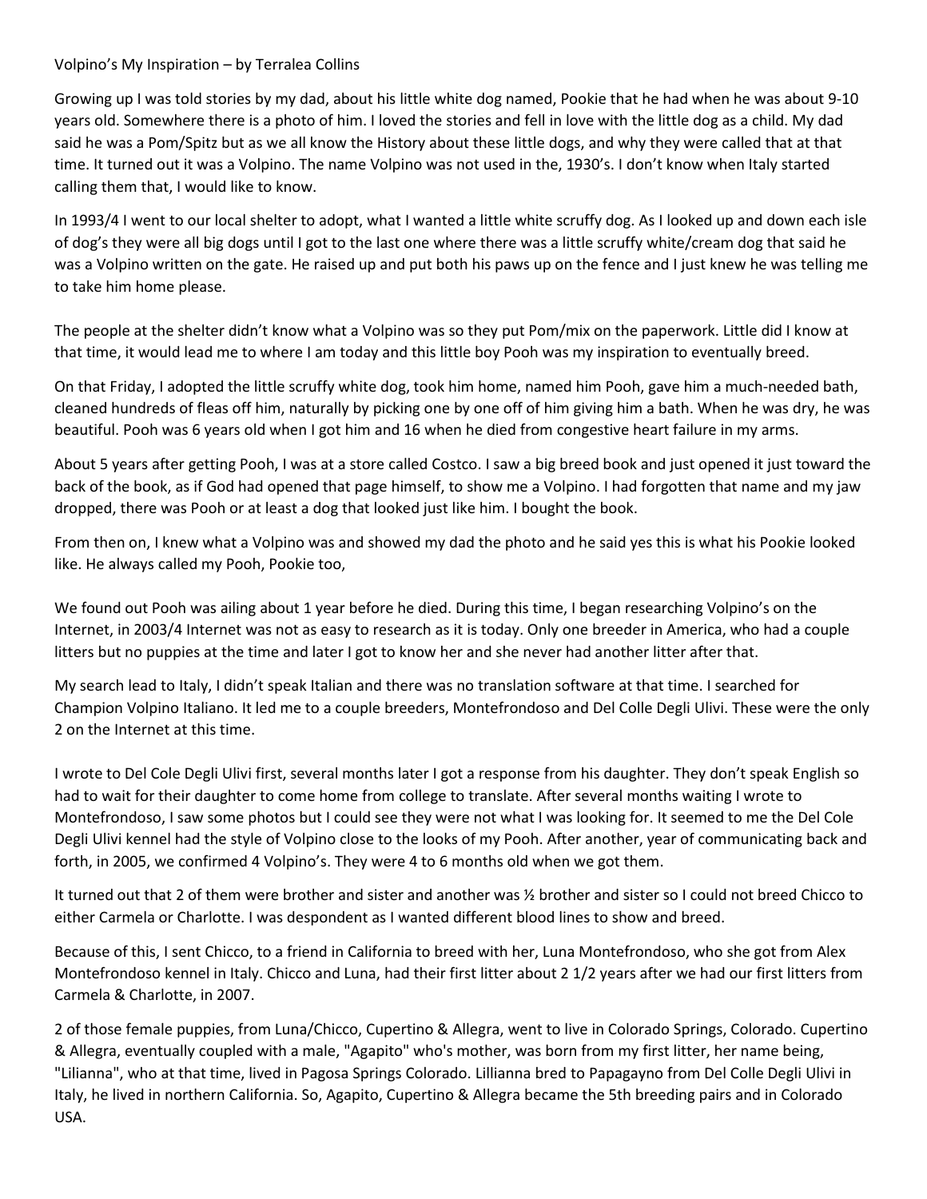Volpino's My Inspiration – by Terralea Collins

Growing up I was told stories by my dad, about his little white dog named, Pookie that he had when he was about 9-10 years old. Somewhere there is a photo of him. I loved the stories and fell in love with the little dog as a child. My dad said he was a Pom/Spitz but as we all know the History about these little dogs, and why they were called that at that time. It turned out it was a Volpino. The name Volpino was not used in the, 1930's. I don't know when Italy started calling them that, I would like to know.

In 1993/4 I went to our local shelter to adopt, what I wanted a little white scruffy dog. As I looked up and down each isle of dog's they were all big dogs until I got to the last one where there was a little scruffy white/cream dog that said he was a Volpino written on the gate. He raised up and put both his paws up on the fence and I just knew he was telling me to take him home please.

The people at the shelter didn't know what a Volpino was so they put Pom/mix on the paperwork. Little did I know at that time, it would lead me to where I am today and this little boy Pooh was my inspiration to eventually breed.

On that Friday, I adopted the little scruffy white dog, took him home, named him Pooh, gave him a much-needed bath, cleaned hundreds of fleas off him, naturally by picking one by one off of him giving him a bath. When he was dry, he was beautiful. Pooh was 6 years old when I got him and 16 when he died from congestive heart failure in my arms.

About 5 years after getting Pooh, I was at a store called Costco. I saw a big breed book and just opened it just toward the back of the book, as if God had opened that page himself, to show me a Volpino. I had forgotten that name and my jaw dropped, there was Pooh or at least a dog that looked just like him. I bought the book.

From then on, I knew what a Volpino was and showed my dad the photo and he said yes this is what his Pookie looked like. He always called my Pooh, Pookie too,

We found out Pooh was ailing about 1 year before he died. During this time, I began researching Volpino's on the Internet, in 2003/4 Internet was not as easy to research as it is today. Only one breeder in America, who had a couple litters but no puppies at the time and later I got to know her and she never had another litter after that.

My search lead to Italy, I didn't speak Italian and there was no translation software at that time. I searched for Champion Volpino Italiano. It led me to a couple breeders, Montefrondoso and Del Colle Degli Ulivi. These were the only 2 on the Internet at this time.

I wrote to Del Cole Degli Ulivi first, several months later I got a response from his daughter. They don't speak English so had to wait for their daughter to come home from college to translate. After several months waiting I wrote to Montefrondoso, I saw some photos but I could see they were not what I was looking for. It seemed to me the Del Cole Degli Ulivi kennel had the style of Volpino close to the looks of my Pooh. After another, year of communicating back and forth, in 2005, we confirmed 4 Volpino's. They were 4 to 6 months old when we got them.

It turned out that 2 of them were brother and sister and another was ½ brother and sister so I could not breed Chicco to either Carmela or Charlotte. I was despondent as I wanted different blood lines to show and breed.

Because of this, I sent Chicco, to a friend in California to breed with her, Luna Montefrondoso, who she got from Alex Montefrondoso kennel in Italy. Chicco and Luna, had their first litter about 2 1/2 years after we had our first litters from Carmela & Charlotte, in 2007.

2 of those female puppies, from Luna/Chicco, Cupertino & Allegra, went to live in Colorado Springs, Colorado. Cupertino & Allegra, eventually coupled with a male, "Agapito" who's mother, was born from my first litter, her name being, "Lilianna", who at that time, lived in Pagosa Springs Colorado. Lillianna bred to Papagayno from Del Colle Degli Ulivi in Italy, he lived in northern California. So, Agapito, Cupertino & Allegra became the 5th breeding pairs and in Colorado USA.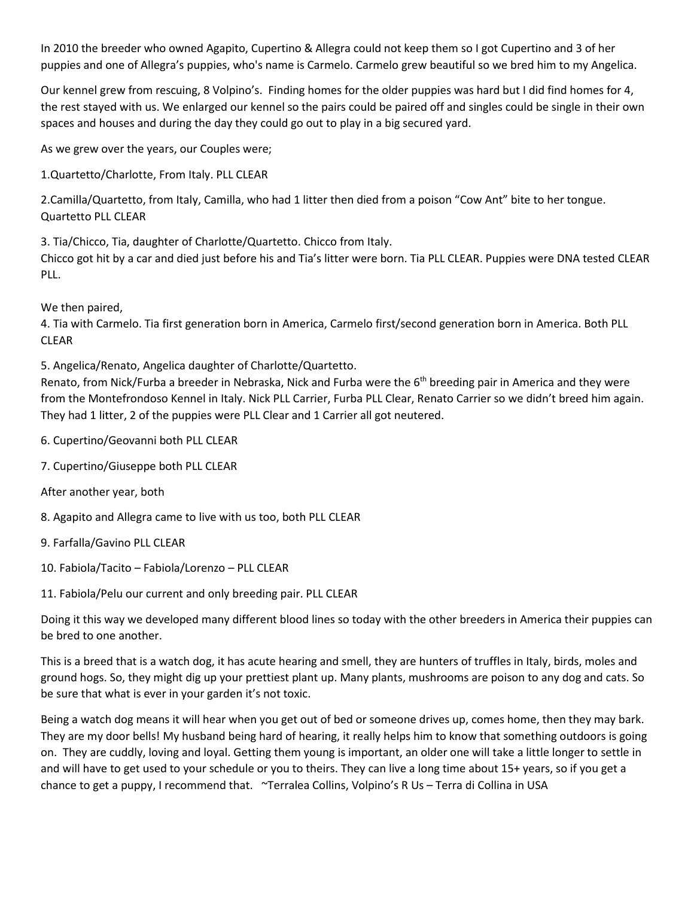In 2010 the breeder who owned Agapito, Cupertino & Allegra could not keep them so I got Cupertino and 3 of her puppies and one of Allegra's puppies, who's name is Carmelo. Carmelo grew beautiful so we bred him to my Angelica.

Our kennel grew from rescuing, 8 Volpino's. Finding homes for the older puppies was hard but I did find homes for 4, the rest stayed with us. We enlarged our kennel so the pairs could be paired off and singles could be single in their own spaces and houses and during the day they could go out to play in a big secured yard.

As we grew over the years, our Couples were;

1.Quartetto/Charlotte, From Italy. PLL CLEAR

2.Camilla/Quartetto, from Italy, Camilla, who had 1 litter then died from a poison "Cow Ant" bite to her tongue. Quartetto PLL CLEAR

3. Tia/Chicco, Tia, daughter of Charlotte/Quartetto. Chicco from Italy.
Chicco got hit by a car and died just before his and Tia's litter were born. Tia PLL CLEAR. Puppies were DNA tested CLEAR PLL.

We then paired,
4. Tia with Carmelo. Tia first generation born in America, Carmelo first/second generation born in America. Both PLL CLEAR

5. Angelica/Renato, Angelica daughter of Charlotte/Quartetto.
Renato, from Nick/Furba a breeder in Nebraska, Nick and Furba were the 6th breeding pair in America and they were from the Montefrondoso Kennel in Italy. Nick PLL Carrier, Furba PLL Clear, Renato Carrier so we didn't breed him again. They had 1 litter, 2 of the puppies were PLL Clear and 1 Carrier all got neutered.

6. Cupertino/Geovanni both PLL CLEAR

7. Cupertino/Giuseppe both PLL CLEAR

After another year, both

8. Agapito and Allegra came to live with us too, both PLL CLEAR

9. Farfalla/Gavino PLL CLEAR

10. Fabiola/Tacito – Fabiola/Lorenzo – PLL CLEAR

11. Fabiola/Pelu our current and only breeding pair. PLL CLEAR

Doing it this way we developed many different blood lines so today with the other breeders in America their puppies can be bred to one another.

This is a breed that is a watch dog, it has acute hearing and smell, they are hunters of truffles in Italy, birds, moles and ground hogs. So, they might dig up your prettiest plant up. Many plants, mushrooms are poison to any dog and cats. So be sure that what is ever in your garden it's not toxic.

Being a watch dog means it will hear when you get out of bed or someone drives up, comes home, then they may bark. They are my door bells! My husband being hard of hearing, it really helps him to know that something outdoors is going on. They are cuddly, loving and loyal. Getting them young is important, an older one will take a little longer to settle in and will have to get used to your schedule or you to theirs. They can live a long time about 15+ years, so if you get a chance to get a puppy, I recommend that. ~Terralea Collins, Volpino's R Us – Terra di Collina in USA